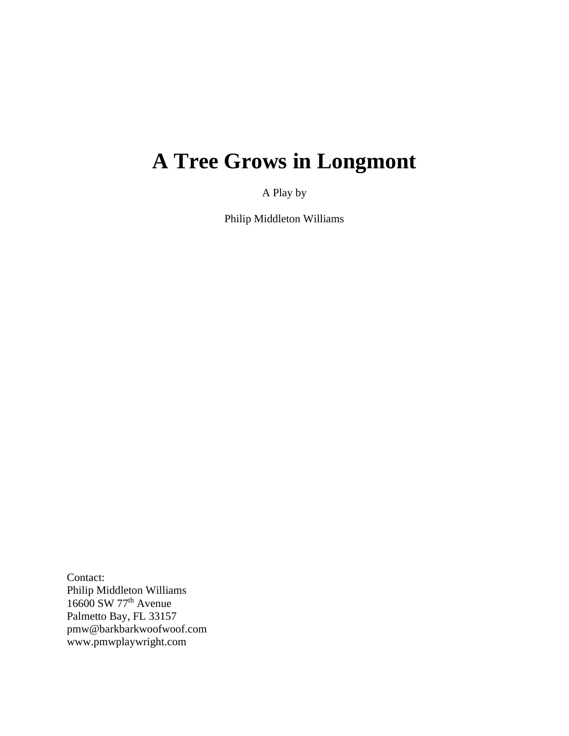# A Tree Grows in Longmont

A Play by

Philip Middleton Williams

Contact:
Philip Middleton Williams
16600 SW 77th Avenue
Palmetto Bay, FL 33157
pmw@barkbarkwoofwoof.com
www.pmwplaywright.com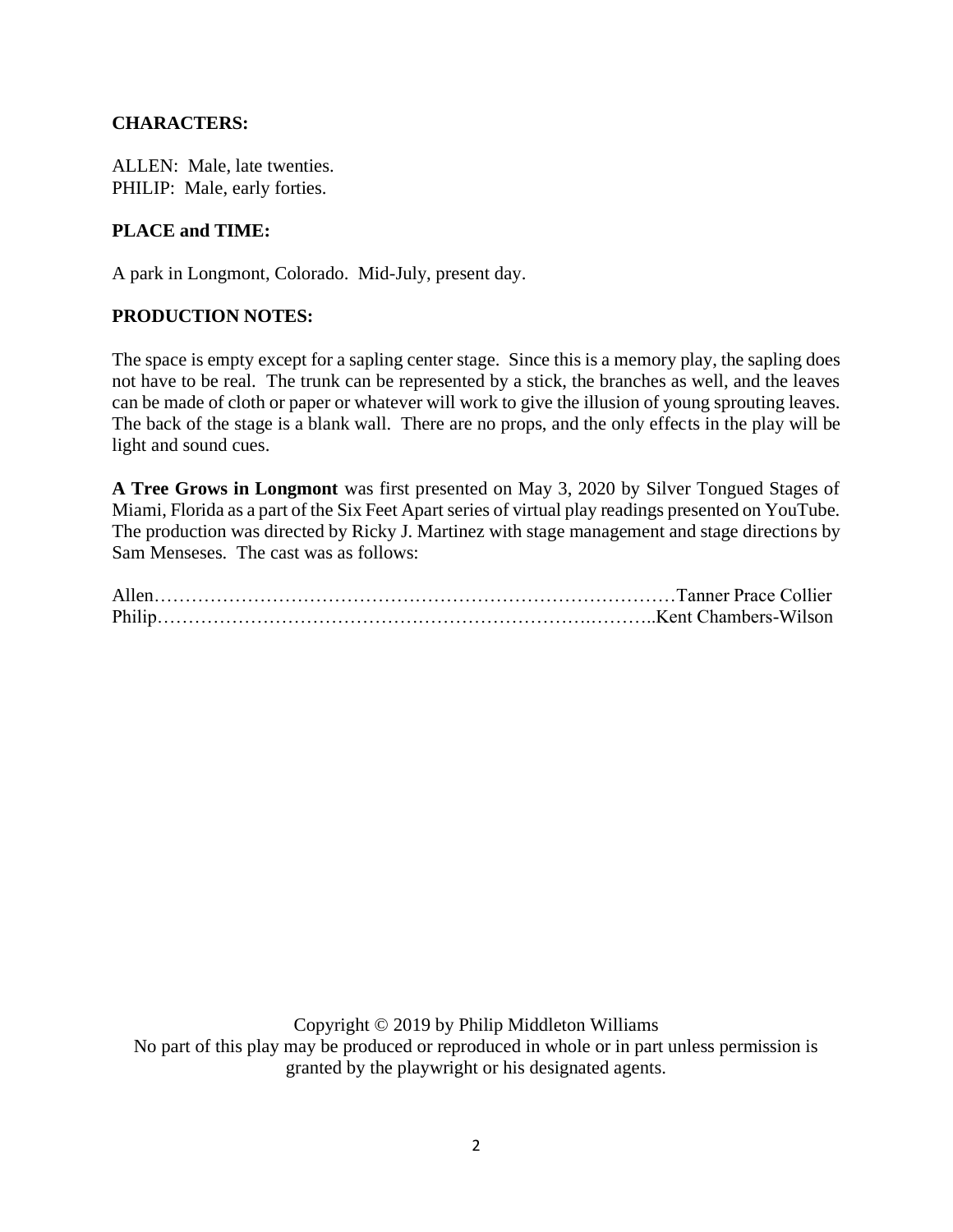**CHARACTERS:**

ALLEN: Male, late twenties.
PHILIP: Male, early forties.

**PLACE and TIME:**

A park in Longmont, Colorado. Mid-July, present day.

**PRODUCTION NOTES:**

The space is empty except for a sapling center stage. Since this is a memory play, the sapling does not have to be real. The trunk can be represented by a stick, the branches as well, and the leaves can be made of cloth or paper or whatever will work to give the illusion of young sprouting leaves. The back of the stage is a blank wall. There are no props, and the only effects in the play will be light and sound cues.

**A Tree Grows in Longmont** was first presented on May 3, 2020 by Silver Tongued Stages of Miami, Florida as a part of the Six Feet Apart series of virtual play readings presented on YouTube. The production was directed by Ricky J. Martinez with stage management and stage directions by Sam Menseses. The cast was as follows:

Allen……………………………………………………………………………Tanner Prace Collier
Philip……………………………………………………………….………..Kent Chambers-Wilson

Copyright © 2019 by Philip Middleton Williams
No part of this play may be produced or reproduced in whole or in part unless permission is granted by the playwright or his designated agents.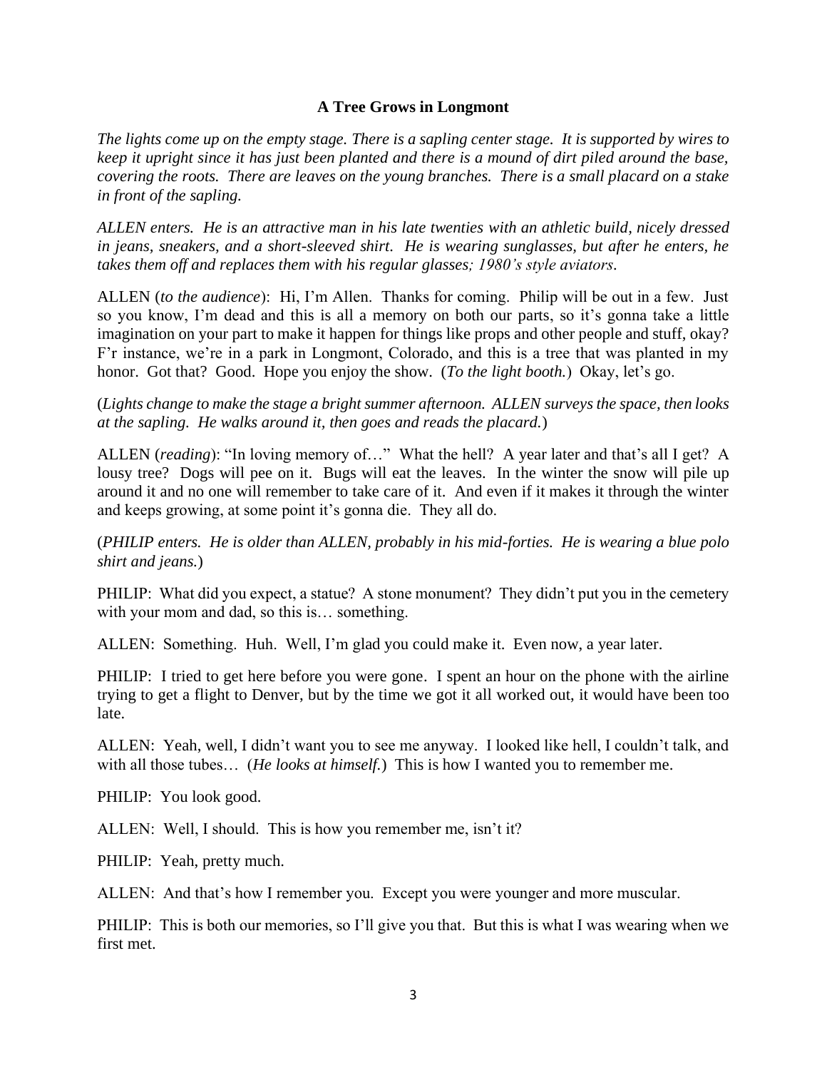**A Tree Grows in Longmont**

*The lights come up on the empty stage. There is a sapling center stage. It is supported by wires to keep it upright since it has just been planted and there is a mound of dirt piled around the base, covering the roots. There are leaves on the young branches. There is a small placard on a stake in front of the sapling.*

*ALLEN enters. He is an attractive man in his late twenties with an athletic build, nicely dressed in jeans, sneakers, and a short-sleeved shirt. He is wearing sunglasses, but after he enters, he takes them off and replaces them with his regular glasses; 1980's style aviators.*

ALLEN (*to the audience*): Hi, I'm Allen. Thanks for coming. Philip will be out in a few. Just so you know, I'm dead and this is all a memory on both our parts, so it's gonna take a little imagination on your part to make it happen for things like props and other people and stuff, okay? F'r instance, we're in a park in Longmont, Colorado, and this is a tree that was planted in my honor. Got that? Good. Hope you enjoy the show. (*To the light booth.*) Okay, let's go.

(*Lights change to make the stage a bright summer afternoon. ALLEN surveys the space, then looks at the sapling. He walks around it, then goes and reads the placard.*)

ALLEN (*reading*): "In loving memory of…" What the hell? A year later and that's all I get? A lousy tree? Dogs will pee on it. Bugs will eat the leaves. In the winter the snow will pile up around it and no one will remember to take care of it. And even if it makes it through the winter and keeps growing, at some point it's gonna die. They all do.

(*PHILIP enters. He is older than ALLEN, probably in his mid-forties. He is wearing a blue polo shirt and jeans.*)

PHILIP: What did you expect, a statue? A stone monument? They didn't put you in the cemetery with your mom and dad, so this is… something.

ALLEN: Something. Huh. Well, I'm glad you could make it. Even now, a year later.

PHILIP: I tried to get here before you were gone. I spent an hour on the phone with the airline trying to get a flight to Denver, but by the time we got it all worked out, it would have been too late.

ALLEN: Yeah, well, I didn't want you to see me anyway. I looked like hell, I couldn't talk, and with all those tubes… (*He looks at himself.*) This is how I wanted you to remember me.

PHILIP: You look good.

ALLEN: Well, I should. This is how you remember me, isn't it?

PHILIP: Yeah, pretty much.

ALLEN: And that's how I remember you. Except you were younger and more muscular.

PHILIP: This is both our memories, so I'll give you that. But this is what I was wearing when we first met.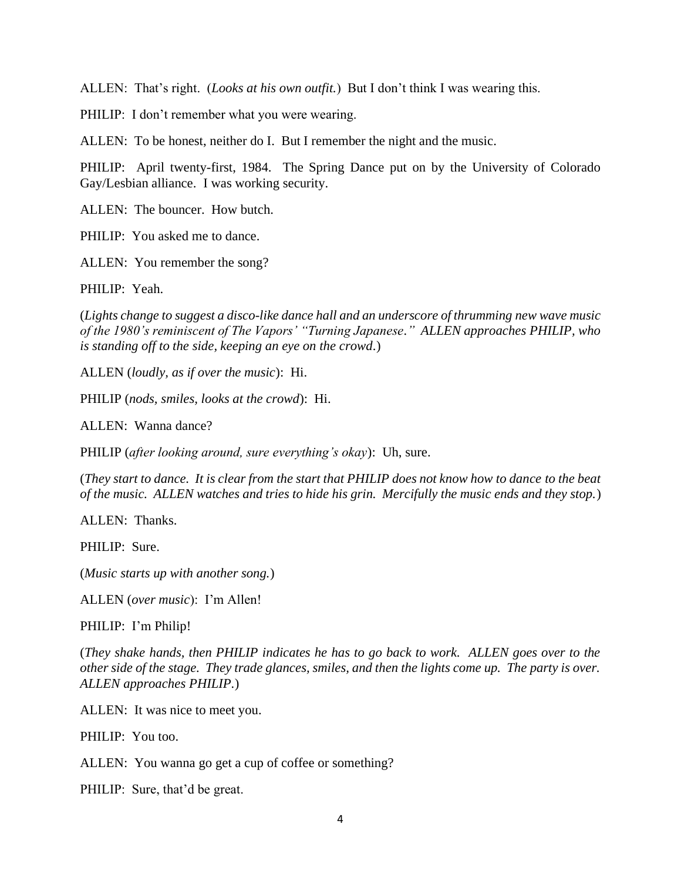ALLEN: That's right. (*Looks at his own outfit.*) But I don't think I was wearing this.

PHILIP: I don't remember what you were wearing.

ALLEN: To be honest, neither do I. But I remember the night and the music.

PHILIP: April twenty-first, 1984. The Spring Dance put on by the University of Colorado Gay/Lesbian alliance. I was working security.

ALLEN: The bouncer. How butch.

PHILIP: You asked me to dance.

ALLEN: You remember the song?

PHILIP: Yeah.

(*Lights change to suggest a disco-like dance hall and an underscore of thrumming new wave music of the 1980's reminiscent of The Vapors' "Turning Japanese." ALLEN approaches PHILIP, who is standing off to the side, keeping an eye on the crowd.*)

ALLEN (*loudly, as if over the music*): Hi.

PHILIP (*nods, smiles, looks at the crowd*): Hi.

ALLEN: Wanna dance?

PHILIP (*after looking around, sure everything's okay*): Uh, sure.

(*They start to dance. It is clear from the start that PHILIP does not know how to dance to the beat of the music. ALLEN watches and tries to hide his grin. Mercifully the music ends and they stop.*)

ALLEN: Thanks.

PHILIP: Sure.

(*Music starts up with another song.*)

ALLEN (*over music*): I'm Allen!

PHILIP: I'm Philip!

(*They shake hands, then PHILIP indicates he has to go back to work. ALLEN goes over to the other side of the stage. They trade glances, smiles, and then the lights come up. The party is over. ALLEN approaches PHILIP.*)

ALLEN: It was nice to meet you.

PHILIP: You too.

ALLEN: You wanna go get a cup of coffee or something?

PHILIP: Sure, that'd be great.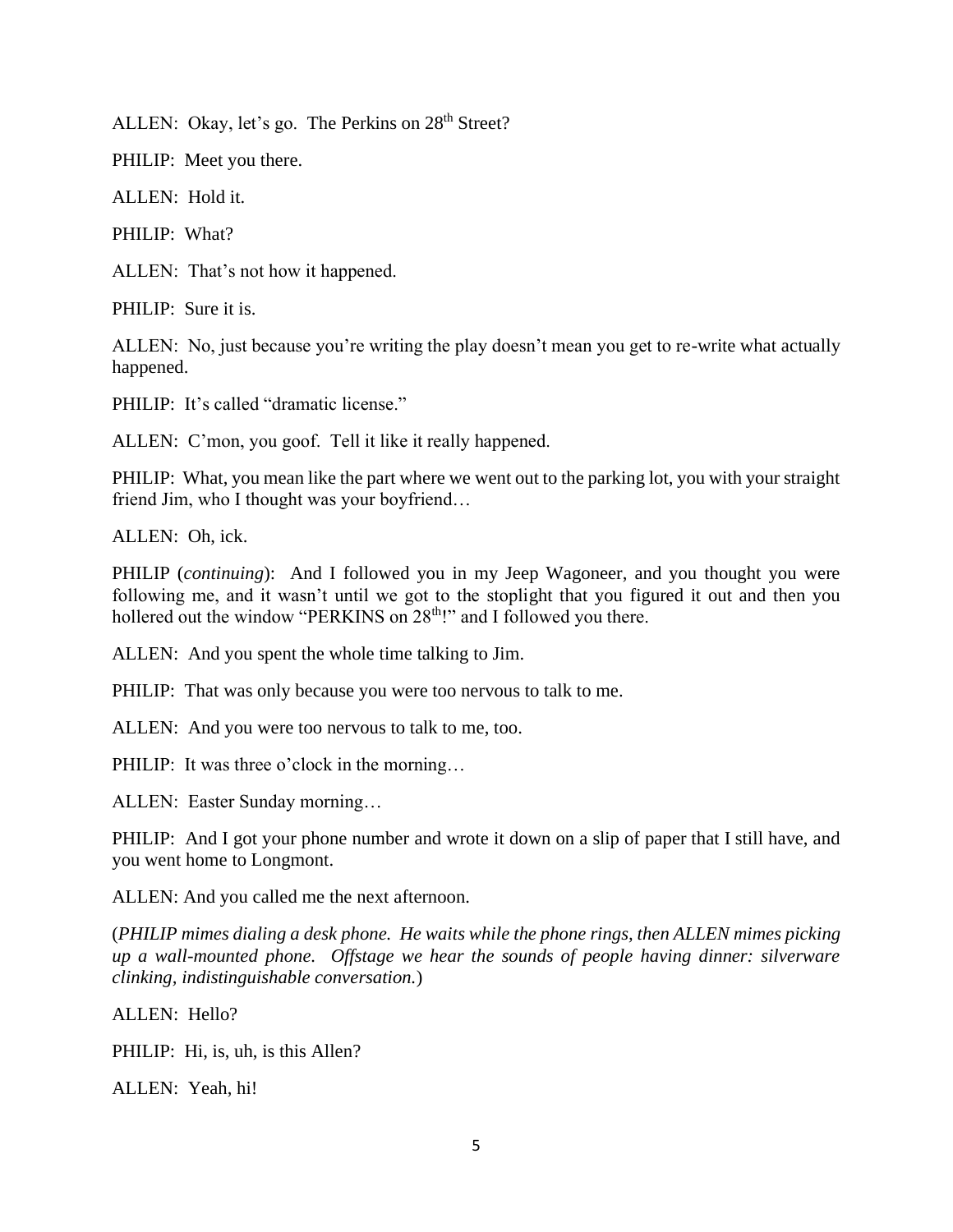ALLEN: Okay, let's go. The Perkins on 28th Street?

PHILIP: Meet you there.

ALLEN: Hold it.

PHILIP: What?

ALLEN: That's not how it happened.

PHILIP: Sure it is.

ALLEN: No, just because you're writing the play doesn't mean you get to re-write what actually happened.

PHILIP: It's called "dramatic license."

ALLEN: C'mon, you goof. Tell it like it really happened.

PHILIP: What, you mean like the part where we went out to the parking lot, you with your straight friend Jim, who I thought was your boyfriend…

ALLEN: Oh, ick.

PHILIP (*continuing*): And I followed you in my Jeep Wagoneer, and you thought you were following me, and it wasn't until we got to the stoplight that you figured it out and then you hollered out the window "PERKINS on 28th!" and I followed you there.

ALLEN: And you spent the whole time talking to Jim.

PHILIP: That was only because you were too nervous to talk to me.

ALLEN: And you were too nervous to talk to me, too.

PHILIP: It was three o'clock in the morning…

ALLEN: Easter Sunday morning…

PHILIP: And I got your phone number and wrote it down on a slip of paper that I still have, and you went home to Longmont.

ALLEN: And you called me the next afternoon.

(*PHILIP mimes dialing a desk phone. He waits while the phone rings, then ALLEN mimes picking up a wall-mounted phone. Offstage we hear the sounds of people having dinner: silverware clinking, indistinguishable conversation.*)

ALLEN: Hello?

PHILIP: Hi, is, uh, is this Allen?

ALLEN: Yeah, hi!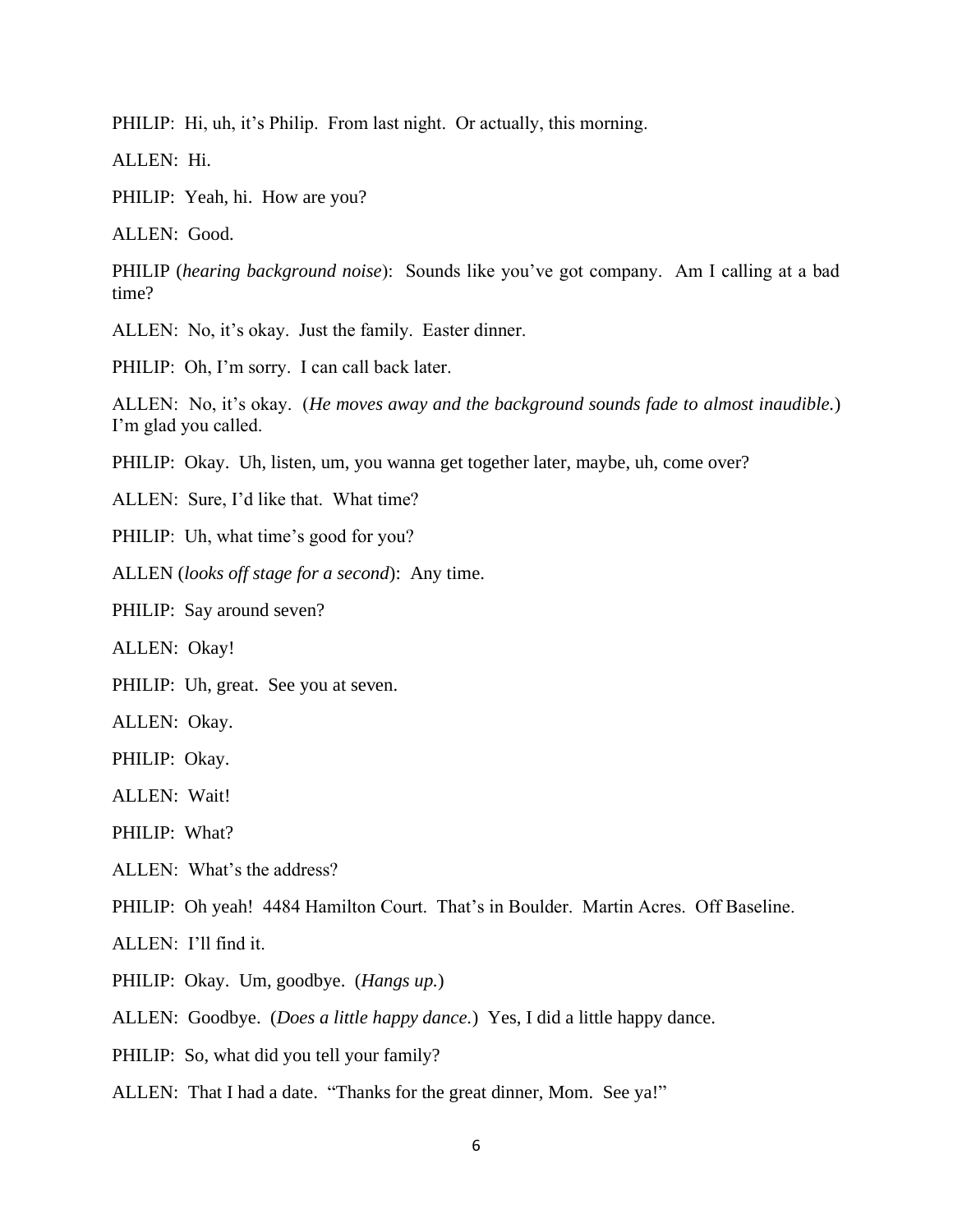PHILIP: Hi, uh, it's Philip. From last night. Or actually, this morning.

ALLEN: Hi.

PHILIP: Yeah, hi. How are you?

ALLEN: Good.

PHILIP (*hearing background noise*): Sounds like you've got company. Am I calling at a bad time?

ALLEN: No, it's okay. Just the family. Easter dinner.

PHILIP: Oh, I'm sorry. I can call back later.

ALLEN: No, it's okay. (*He moves away and the background sounds fade to almost inaudible.*) I'm glad you called.

PHILIP: Okay. Uh, listen, um, you wanna get together later, maybe, uh, come over?

ALLEN: Sure, I'd like that. What time?

PHILIP: Uh, what time's good for you?

ALLEN (*looks off stage for a second*): Any time.

PHILIP: Say around seven?

ALLEN: Okay!

PHILIP: Uh, great. See you at seven.

ALLEN: Okay.

PHILIP: Okay.

ALLEN: Wait!

PHILIP: What?

ALLEN: What's the address?

PHILIP: Oh yeah! 4484 Hamilton Court. That's in Boulder. Martin Acres. Off Baseline.

ALLEN: I'll find it.

PHILIP: Okay. Um, goodbye. (*Hangs up.*)

ALLEN: Goodbye. (*Does a little happy dance.*) Yes, I did a little happy dance.

PHILIP: So, what did you tell your family?

ALLEN: That I had a date. "Thanks for the great dinner, Mom. See ya!"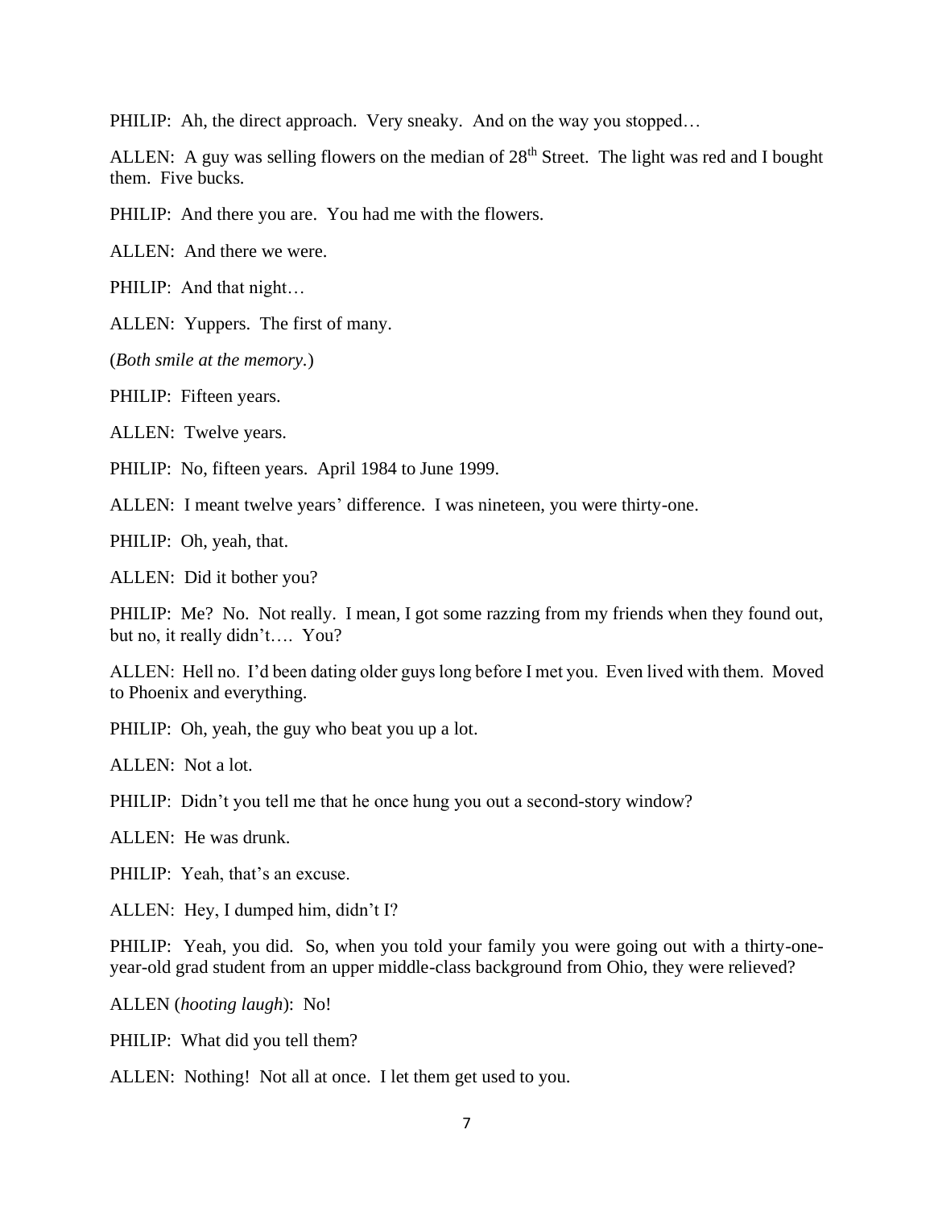PHILIP: Ah, the direct approach. Very sneaky. And on the way you stopped…

ALLEN: A guy was selling flowers on the median of 28th Street. The light was red and I bought them. Five bucks.

PHILIP: And there you are. You had me with the flowers.

ALLEN: And there we were.

PHILIP: And that night…

ALLEN: Yuppers. The first of many.

(*Both smile at the memory.*)

PHILIP: Fifteen years.

ALLEN: Twelve years.

PHILIP: No, fifteen years. April 1984 to June 1999.

ALLEN: I meant twelve years' difference. I was nineteen, you were thirty-one.

PHILIP: Oh, yeah, that.

ALLEN: Did it bother you?

PHILIP: Me? No. Not really. I mean, I got some razzing from my friends when they found out, but no, it really didn't…. You?

ALLEN: Hell no. I'd been dating older guys long before I met you. Even lived with them. Moved to Phoenix and everything.

PHILIP: Oh, yeah, the guy who beat you up a lot.

ALLEN: Not a lot.

PHILIP: Didn't you tell me that he once hung you out a second-story window?

ALLEN: He was drunk.

PHILIP: Yeah, that's an excuse.

ALLEN: Hey, I dumped him, didn't I?

PHILIP: Yeah, you did. So, when you told your family you were going out with a thirty-one-year-old grad student from an upper middle-class background from Ohio, they were relieved?

ALLEN (*hooting laugh*): No!

PHILIP: What did you tell them?

ALLEN: Nothing! Not all at once. I let them get used to you.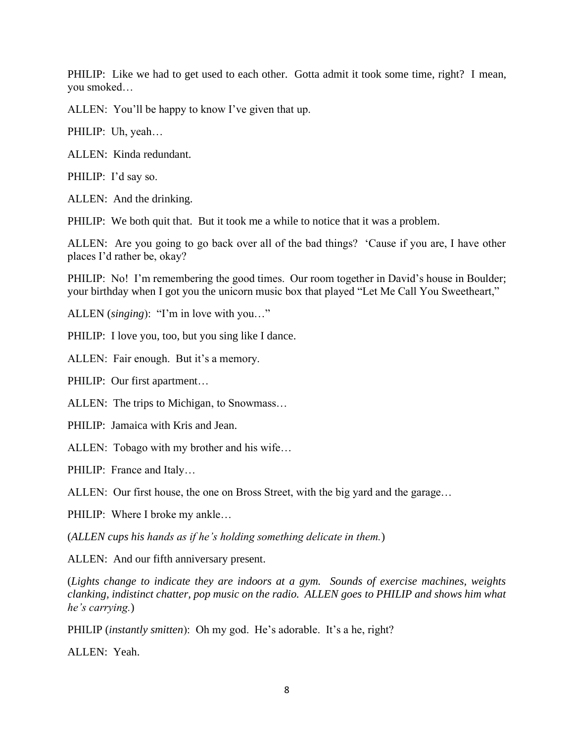PHILIP: Like we had to get used to each other. Gotta admit it took some time, right? I mean, you smoked…

ALLEN: You'll be happy to know I've given that up.

PHILIP: Uh, yeah…

ALLEN: Kinda redundant.

PHILIP: I'd say so.

ALLEN: And the drinking.

PHILIP: We both quit that. But it took me a while to notice that it was a problem.

ALLEN: Are you going to go back over all of the bad things? 'Cause if you are, I have other places I'd rather be, okay?

PHILIP: No! I'm remembering the good times. Our room together in David's house in Boulder; your birthday when I got you the unicorn music box that played "Let Me Call You Sweetheart,"

ALLEN (*singing*): "I'm in love with you…"

PHILIP: I love you, too, but you sing like I dance.

ALLEN: Fair enough. But it's a memory.

PHILIP: Our first apartment…

ALLEN: The trips to Michigan, to Snowmass…

PHILIP: Jamaica with Kris and Jean.

ALLEN: Tobago with my brother and his wife…

PHILIP: France and Italy…

ALLEN: Our first house, the one on Bross Street, with the big yard and the garage…

PHILIP: Where I broke my ankle…

(*ALLEN cups his hands as if he's holding something delicate in them.*)

ALLEN: And our fifth anniversary present.

(*Lights change to indicate they are indoors at a gym. Sounds of exercise machines, weights clanking, indistinct chatter, pop music on the radio. ALLEN goes to PHILIP and shows him what he's carrying.*)

PHILIP (*instantly smitten*): Oh my god. He's adorable. It's a he, right?

ALLEN: Yeah.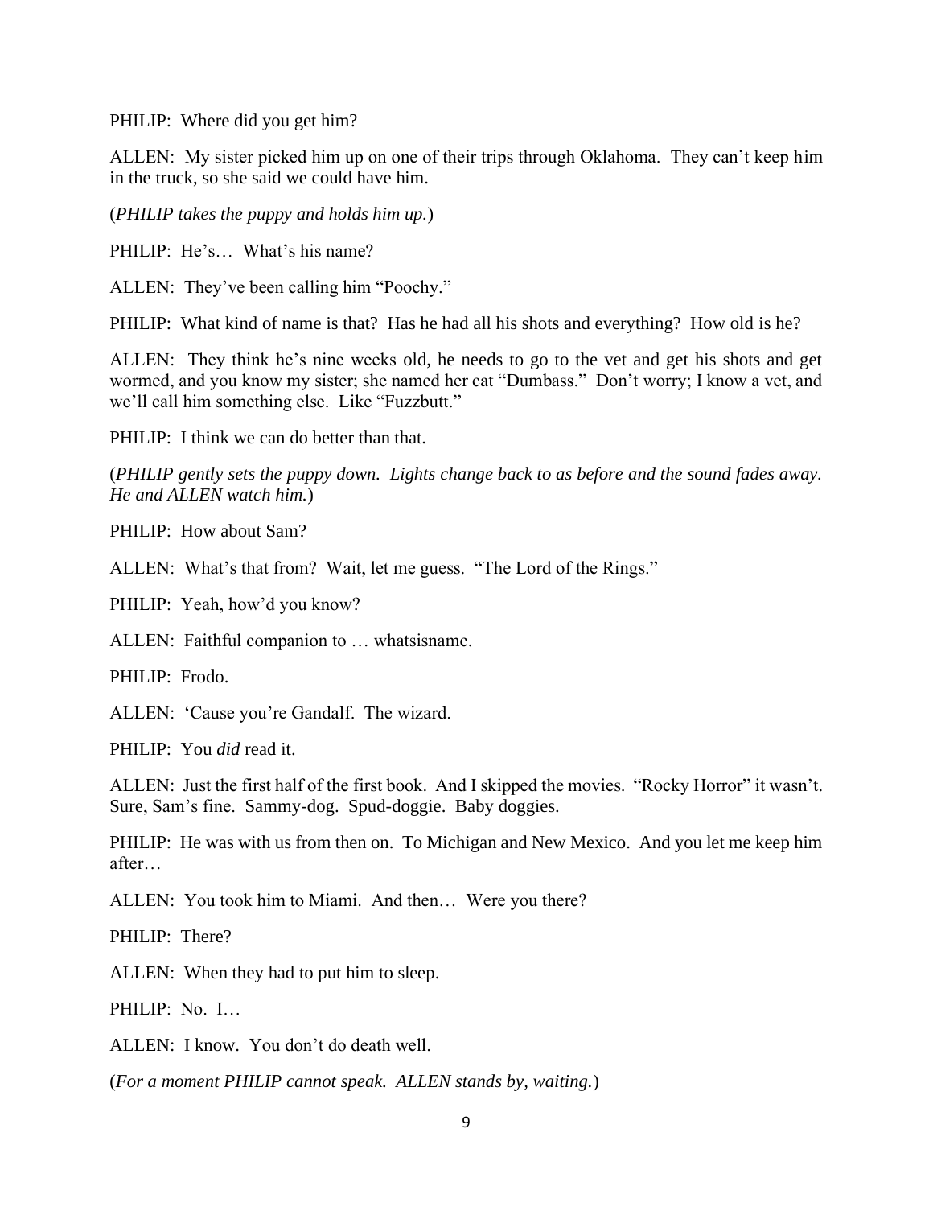PHILIP: Where did you get him?

ALLEN: My sister picked him up on one of their trips through Oklahoma. They can't keep him in the truck, so she said we could have him.

(*PHILIP takes the puppy and holds him up.*)

PHILIP: He's… What's his name?

ALLEN: They've been calling him "Poochy."

PHILIP: What kind of name is that? Has he had all his shots and everything? How old is he?

ALLEN: They think he's nine weeks old, he needs to go to the vet and get his shots and get wormed, and you know my sister; she named her cat "Dumbass." Don't worry; I know a vet, and we'll call him something else. Like "Fuzzbutt."

PHILIP: I think we can do better than that.

(*PHILIP gently sets the puppy down. Lights change back to as before and the sound fades away. He and ALLEN watch him.*)

PHILIP: How about Sam?

ALLEN: What's that from? Wait, let me guess. "The Lord of the Rings."

PHILIP: Yeah, how'd you know?

ALLEN: Faithful companion to … whatsisname.

PHILIP: Frodo.

ALLEN: 'Cause you're Gandalf. The wizard.

PHILIP: You *did* read it.

ALLEN: Just the first half of the first book. And I skipped the movies. "Rocky Horror" it wasn't. Sure, Sam's fine. Sammy-dog. Spud-doggie. Baby doggies.

PHILIP: He was with us from then on. To Michigan and New Mexico. And you let me keep him after…

ALLEN: You took him to Miami. And then… Were you there?

PHILIP: There?

ALLEN: When they had to put him to sleep.

PHILIP: No. I…

ALLEN: I know. You don't do death well.

(*For a moment PHILIP cannot speak. ALLEN stands by, waiting.*)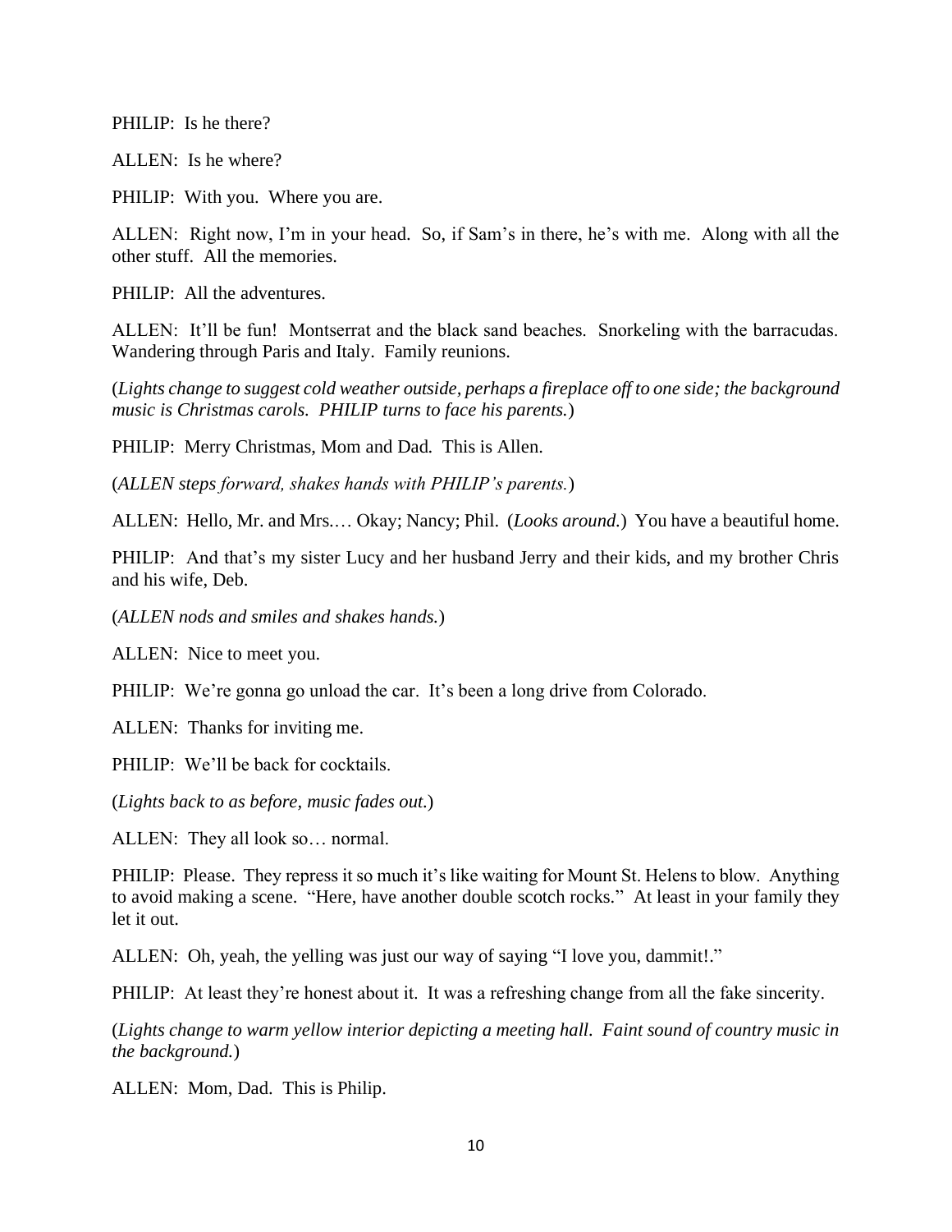PHILIP: Is he there?

ALLEN: Is he where?

PHILIP: With you. Where you are.

ALLEN: Right now, I'm in your head. So, if Sam's in there, he's with me. Along with all the other stuff. All the memories.

PHILIP: All the adventures.

ALLEN: It'll be fun! Montserrat and the black sand beaches. Snorkeling with the barracudas. Wandering through Paris and Italy. Family reunions.

(*Lights change to suggest cold weather outside, perhaps a fireplace off to one side; the background music is Christmas carols. PHILIP turns to face his parents.*)

PHILIP: Merry Christmas, Mom and Dad. This is Allen.

(*ALLEN steps forward, shakes hands with PHILIP's parents.*)

ALLEN: Hello, Mr. and Mrs.… Okay; Nancy; Phil. (*Looks around.*) You have a beautiful home.

PHILIP: And that's my sister Lucy and her husband Jerry and their kids, and my brother Chris and his wife, Deb.

(*ALLEN nods and smiles and shakes hands.*)

ALLEN: Nice to meet you.

PHILIP: We're gonna go unload the car. It's been a long drive from Colorado.

ALLEN: Thanks for inviting me.

PHILIP: We'll be back for cocktails.

(*Lights back to as before, music fades out.*)

ALLEN: They all look so… normal.

PHILIP: Please. They repress it so much it's like waiting for Mount St. Helens to blow. Anything to avoid making a scene. "Here, have another double scotch rocks." At least in your family they let it out.

ALLEN: Oh, yeah, the yelling was just our way of saying "I love you, dammit!."

PHILIP: At least they're honest about it. It was a refreshing change from all the fake sincerity.

(*Lights change to warm yellow interior depicting a meeting hall. Faint sound of country music in the background.*)

ALLEN: Mom, Dad. This is Philip.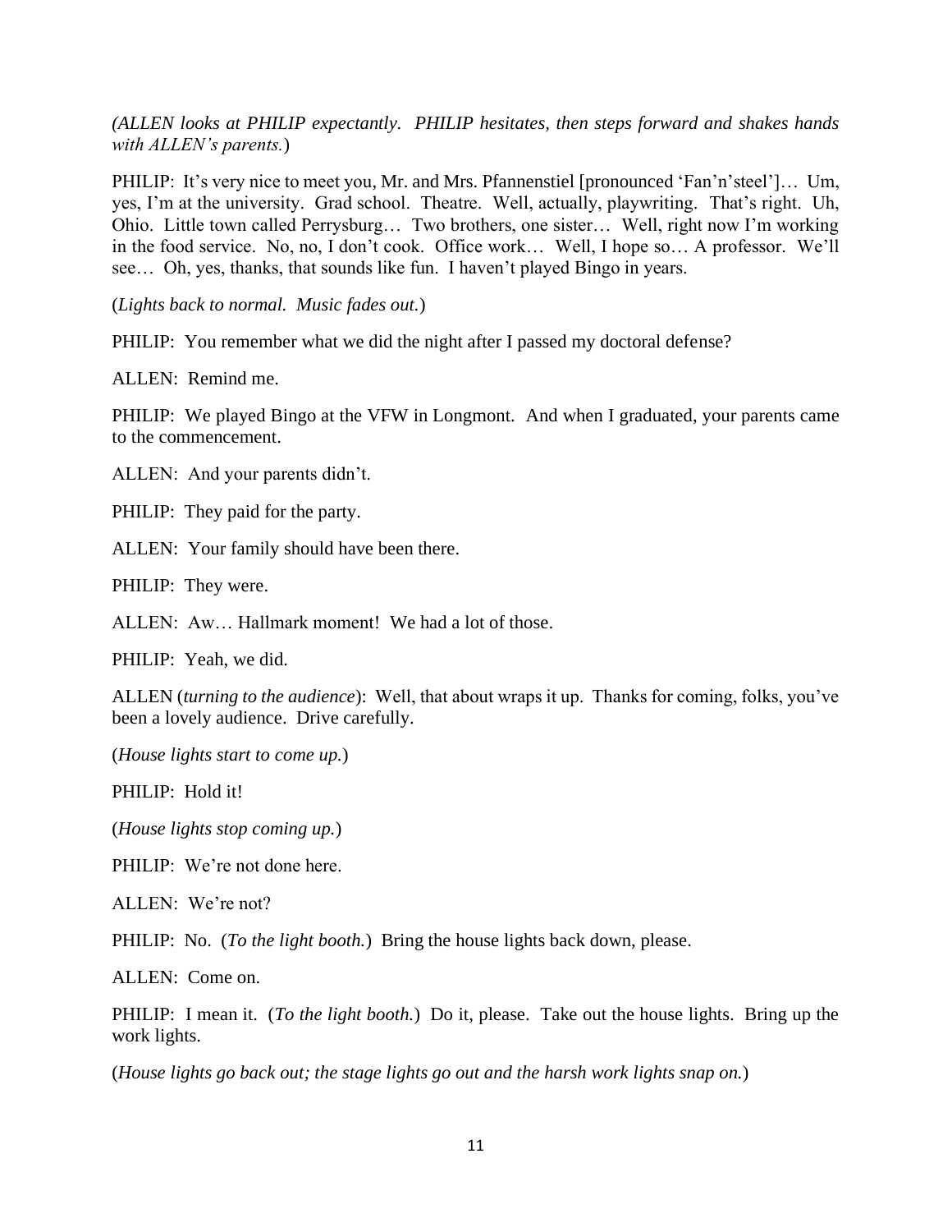*(ALLEN looks at PHILIP expectantly. PHILIP hesitates, then steps forward and shakes hands with ALLEN's parents.*)

PHILIP: It's very nice to meet you, Mr. and Mrs. Pfannenstiel [pronounced 'Fan'n'steel']… Um, yes, I'm at the university. Grad school. Theatre. Well, actually, playwriting. That's right. Uh, Ohio. Little town called Perrysburg… Two brothers, one sister… Well, right now I'm working in the food service. No, no, I don't cook. Office work… Well, I hope so… A professor. We'll see… Oh, yes, thanks, that sounds like fun. I haven't played Bingo in years.

(*Lights back to normal. Music fades out.*)

PHILIP: You remember what we did the night after I passed my doctoral defense?

ALLEN: Remind me.

PHILIP: We played Bingo at the VFW in Longmont. And when I graduated, your parents came to the commencement.

ALLEN: And your parents didn't.

PHILIP: They paid for the party.

ALLEN: Your family should have been there.

PHILIP: They were.

ALLEN: Aw… Hallmark moment! We had a lot of those.

PHILIP: Yeah, we did.

ALLEN (*turning to the audience*): Well, that about wraps it up. Thanks for coming, folks, you've been a lovely audience. Drive carefully.

(*House lights start to come up.*)

PHILIP: Hold it!

(*House lights stop coming up.*)

PHILIP: We're not done here.

ALLEN: We're not?

PHILIP: No. (*To the light booth.*) Bring the house lights back down, please.

ALLEN: Come on.

PHILIP: I mean it. (*To the light booth.*) Do it, please. Take out the house lights. Bring up the work lights.

(*House lights go back out; the stage lights go out and the harsh work lights snap on.*)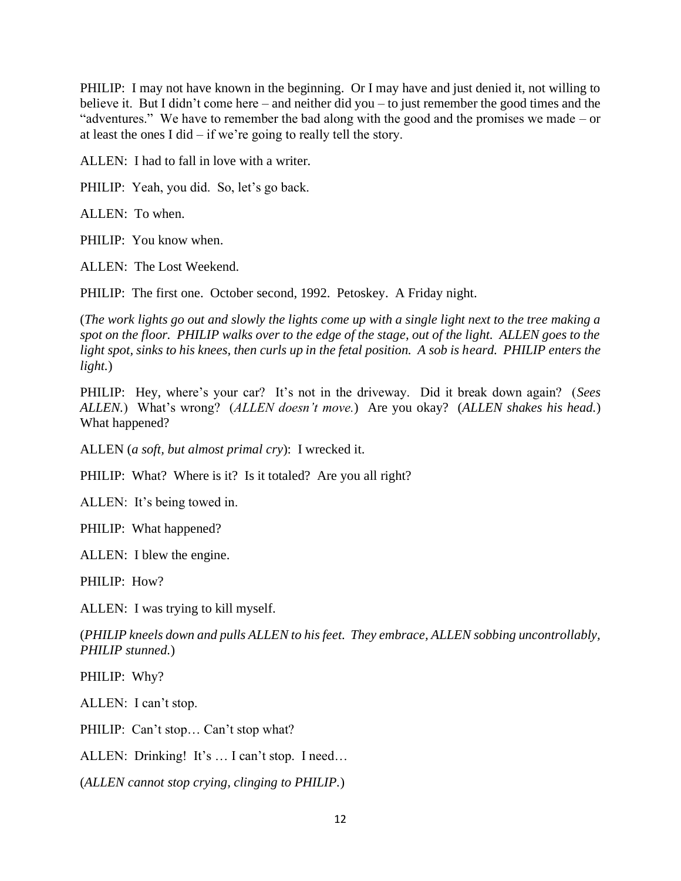PHILIP: I may not have known in the beginning. Or I may have and just denied it, not willing to believe it. But I didn't come here – and neither did you – to just remember the good times and the "adventures." We have to remember the bad along with the good and the promises we made – or at least the ones I did – if we're going to really tell the story.

ALLEN: I had to fall in love with a writer.

PHILIP: Yeah, you did. So, let's go back.

ALLEN: To when.

PHILIP: You know when.

ALLEN: The Lost Weekend.

PHILIP: The first one. October second, 1992. Petoskey. A Friday night.

(*The work lights go out and slowly the lights come up with a single light next to the tree making a spot on the floor. PHILIP walks over to the edge of the stage, out of the light. ALLEN goes to the light spot, sinks to his knees, then curls up in the fetal position. A sob is heard. PHILIP enters the light.*)

PHILIP: Hey, where's your car? It's not in the driveway. Did it break down again? (*Sees ALLEN.*) What's wrong? (*ALLEN doesn't move.*) Are you okay? (*ALLEN shakes his head.*) What happened?

ALLEN (*a soft, but almost primal cry*): I wrecked it.

PHILIP: What? Where is it? Is it totaled? Are you all right?

ALLEN: It's being towed in.

PHILIP: What happened?

ALLEN: I blew the engine.

PHILIP: How?

ALLEN: I was trying to kill myself.

(*PHILIP kneels down and pulls ALLEN to his feet. They embrace, ALLEN sobbing uncontrollably, PHILIP stunned.*)

PHILIP: Why?

ALLEN: I can't stop.

PHILIP: Can't stop… Can't stop what?

ALLEN: Drinking! It's … I can't stop. I need…

(*ALLEN cannot stop crying, clinging to PHILIP.*)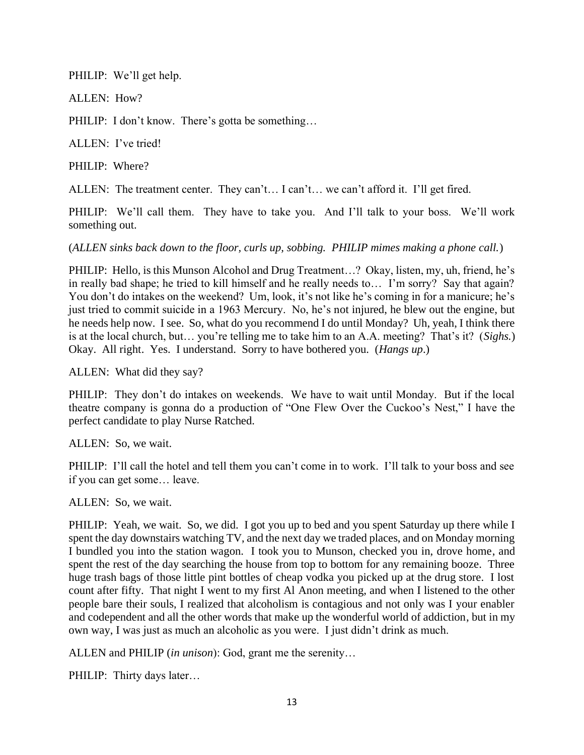PHILIP: We'll get help.

ALLEN: How?

PHILIP: I don't know. There's gotta be something…

ALLEN: I've tried!

PHILIP: Where?

ALLEN: The treatment center. They can't… I can't… we can't afford it. I'll get fired.

PHILIP: We'll call them. They have to take you. And I'll talk to your boss. We'll work something out.

(*ALLEN sinks back down to the floor, curls up, sobbing. PHILIP mimes making a phone call.*)

PHILIP: Hello, is this Munson Alcohol and Drug Treatment…? Okay, listen, my, uh, friend, he's in really bad shape; he tried to kill himself and he really needs to… I'm sorry? Say that again? You don't do intakes on the weekend? Um, look, it's not like he's coming in for a manicure; he's just tried to commit suicide in a 1963 Mercury. No, he's not injured, he blew out the engine, but he needs help now. I see. So, what do you recommend I do until Monday? Uh, yeah, I think there is at the local church, but… you're telling me to take him to an A.A. meeting? That's it? (*Sighs.*) Okay. All right. Yes. I understand. Sorry to have bothered you. (*Hangs up*.)

ALLEN: What did they say?

PHILIP: They don't do intakes on weekends. We have to wait until Monday. But if the local theatre company is gonna do a production of "One Flew Over the Cuckoo's Nest," I have the perfect candidate to play Nurse Ratched.

ALLEN: So, we wait.

PHILIP: I'll call the hotel and tell them you can't come in to work. I'll talk to your boss and see if you can get some… leave.

ALLEN: So, we wait.

PHILIP: Yeah, we wait. So, we did. I got you up to bed and you spent Saturday up there while I spent the day downstairs watching TV, and the next day we traded places, and on Monday morning I bundled you into the station wagon. I took you to Munson, checked you in, drove home, and spent the rest of the day searching the house from top to bottom for any remaining booze. Three huge trash bags of those little pint bottles of cheap vodka you picked up at the drug store. I lost count after fifty. That night I went to my first Al Anon meeting, and when I listened to the other people bare their souls, I realized that alcoholism is contagious and not only was I your enabler and codependent and all the other words that make up the wonderful world of addiction, but in my own way, I was just as much an alcoholic as you were. I just didn't drink as much.

ALLEN and PHILIP (*in unison*): God, grant me the serenity…

PHILIP: Thirty days later…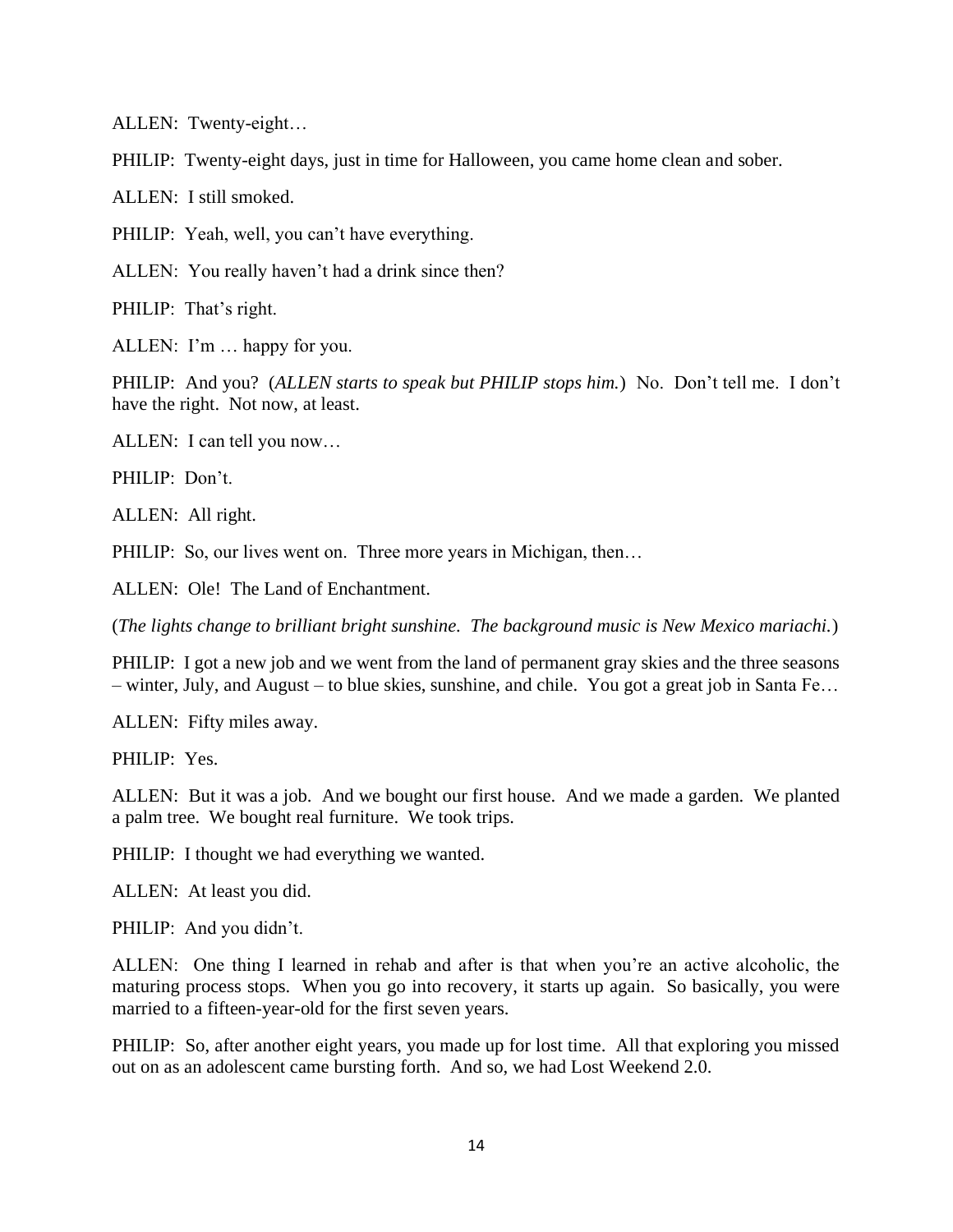ALLEN: Twenty-eight…

PHILIP: Twenty-eight days, just in time for Halloween, you came home clean and sober.

ALLEN: I still smoked.

PHILIP: Yeah, well, you can't have everything.

ALLEN: You really haven't had a drink since then?

PHILIP: That's right.

ALLEN: I'm … happy for you.

PHILIP: And you? (*ALLEN starts to speak but PHILIP stops him.*) No. Don't tell me. I don't have the right. Not now, at least.

ALLEN: I can tell you now…

PHILIP: Don't.

ALLEN: All right.

PHILIP: So, our lives went on. Three more years in Michigan, then…

ALLEN: Ole! The Land of Enchantment.

(*The lights change to brilliant bright sunshine. The background music is New Mexico mariachi.*)

PHILIP: I got a new job and we went from the land of permanent gray skies and the three seasons – winter, July, and August – to blue skies, sunshine, and chile. You got a great job in Santa Fe…

ALLEN: Fifty miles away.

PHILIP: Yes.

ALLEN: But it was a job. And we bought our first house. And we made a garden. We planted a palm tree. We bought real furniture. We took trips.

PHILIP: I thought we had everything we wanted.

ALLEN: At least you did.

PHILIP: And you didn't.

ALLEN: One thing I learned in rehab and after is that when you're an active alcoholic, the maturing process stops. When you go into recovery, it starts up again. So basically, you were married to a fifteen-year-old for the first seven years.

PHILIP: So, after another eight years, you made up for lost time. All that exploring you missed out on as an adolescent came bursting forth. And so, we had Lost Weekend 2.0.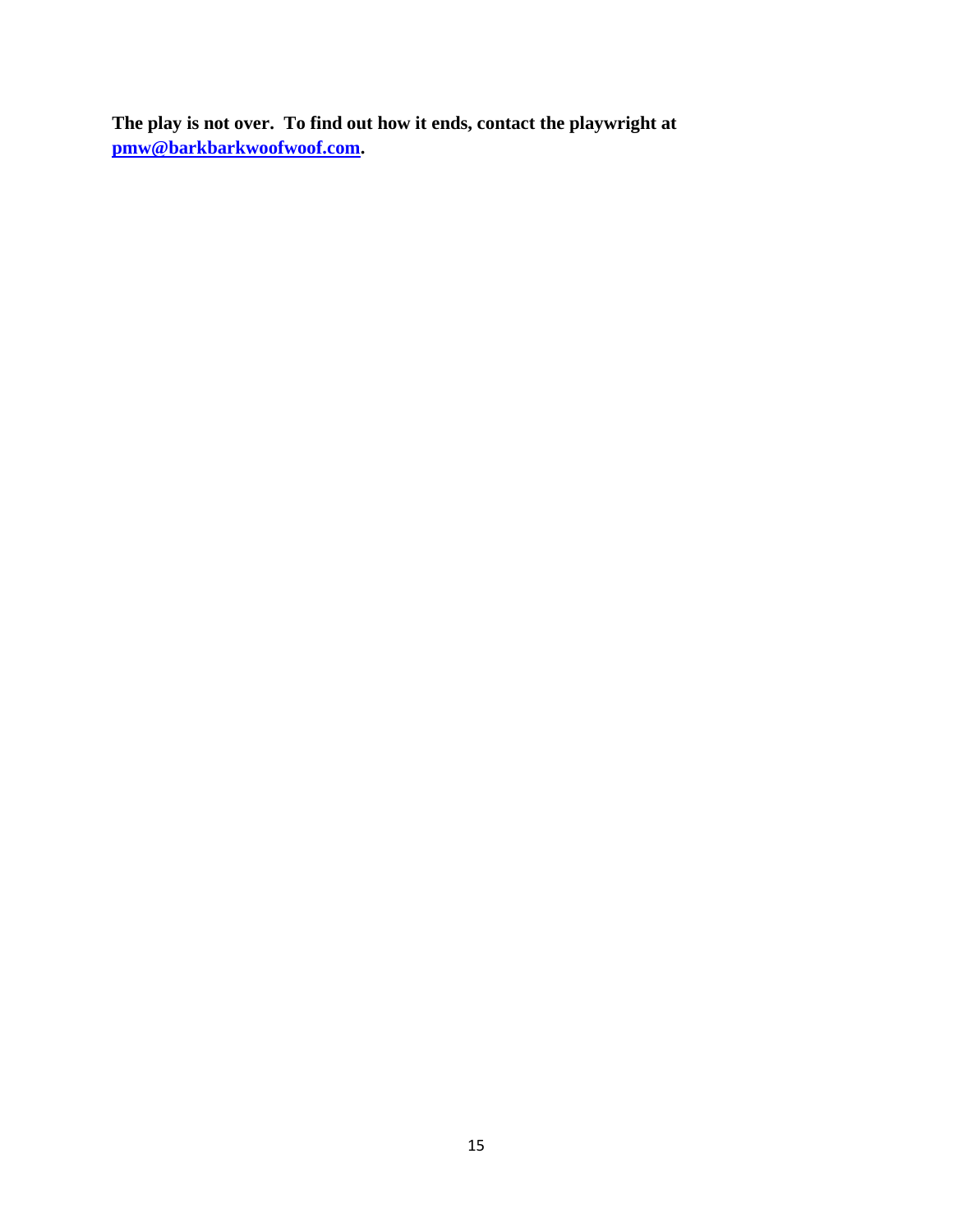**The play is not over. To find out how it ends, contact the playwright at [pmw@barkbarkwoofwoof.com](mailto:pmw@barkbarkwoofwoof.com).**